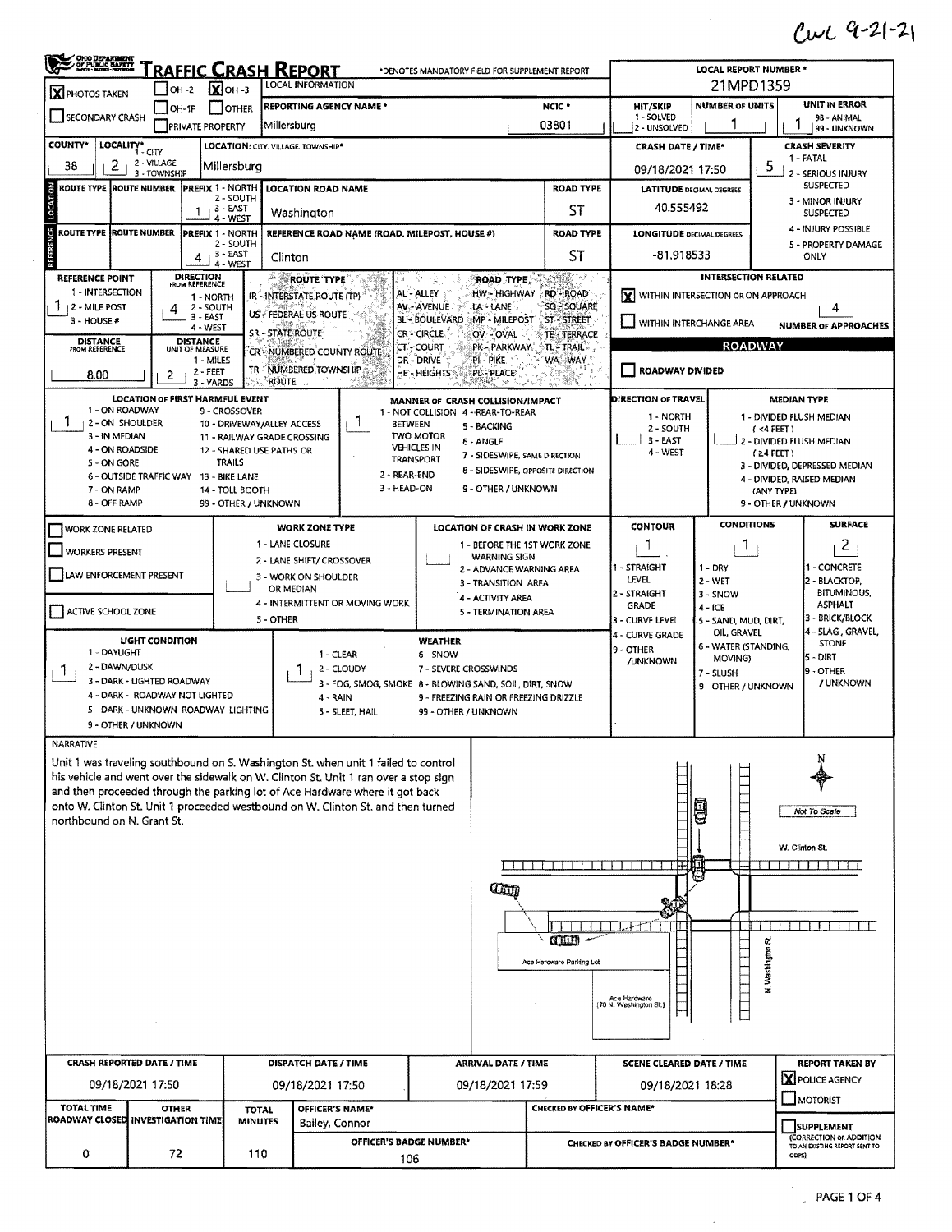Cwc 9-21-21

# TRAFFIC CRASH REPORT

*DENOTES MANDATORY FIELD FOR SUPPLEMENT REPORT

LOCAL INFORMATION

| | |
|---|---|
| [X] PHOTOS TAKEN | [ ] OH -2 [X] OH -3 [ ] OH-1P [ ] OTHER |
| [ ] SECONDARY CRASH | [ ] PRIVATE PROPERTY |

| REPORTING AGENCY NAME * | NCIC * |
|---|---|
| Millersburg | 03801 |

| LOCAL REPORT NUMBER * | HIT/SKIP | NUMBER OF UNITS | UNIT IN ERROR |
|---|---|---|---|
| 21MPD1359 | 1 - SOLVED / 2 - UNSOLVED | 1 | 1 (98 - ANIMAL, 99 - UNKNOWN) |

| COUNTY* | LOCALITY* | LOCATION: CITY, VILLAGE, TOWNSHIP* | CRASH DATE / TIME* | CRASH SEVERITY |
|---|---|---|---|---|
| 38 | 2 (1 - CITY, 2 - VILLAGE, 3 - TOWNSHIP) | Millersburg | 09/18/2021 17:50 | 5 (1 - FATAL, 2 - SERIOUS INJURY SUSPECTED, 3 - MINOR INJURY SUSPECTED, 4 - INJURY POSSIBLE, 5 - PROPERTY DAMAGE ONLY) |

| | ROUTE TYPE | ROUTE NUMBER | PREFIX | ROAD NAME | ROAD TYPE | |
|---|---|---|---|---|---|---|
| LOCATION | | | 1 | Washington | ST | LATITUDE DECIMAL DEGREES: 40.555492 |
| REFERENCE | | | 4 | Clinton | ST | LONGITUDE DECIMAL DEGREES: -81.918533 |

PREFIX: 1 - NORTH, 2 - SOUTH, 3 - EAST, 4 - WEST

| REFERENCE POINT | DIRECTION FROM REFERENCE | DISTANCE FROM REFERENCE | DISTANCE UNIT OF MEASURE |
|---|---|---|---|
| 1 (1 - INTERSECTION, 2 - MILE POST, 3 - HOUSE #) | 4 (1 - NORTH, 2 - SOUTH, 3 - EAST, 4 - WEST) | 8.00 | 2 (1 - MILES, 2 - FEET, 3 - YARDS) |

ROUTE TYPE: IR - INTERSTATE ROUTE (TP), US - FEDERAL US ROUTE, SR - STATE ROUTE, CR - NUMBERED COUNTY ROUTE, TR - NUMBERED TOWNSHIP ROUTE

ROAD TYPE: AL - ALLEY, AV - AVENUE, BL - BOULEVARD, CR - CIRCLE, CT - COURT, DR - DRIVE, HE - HEIGHTS, HW - HIGHWAY, LA - LANE, MP - MILEPOST, OV - OVAL, PK - PARKWAY, PI - PIKE, PL - PLACE, RD - ROAD, SQ - SQUARE, ST - STREET, TE - TERRACE, TL - TRAIL, WA - WAY

INTERSECTION RELATED: [X] WITHIN INTERSECTION OR ON APPROACH; [ ] WITHIN INTERCHANGE AREA; NUMBER OF APPROACHES: 4

ROADWAY: [ ] ROADWAY DIVIDED

LOCATION OF FIRST HARMFUL EVENT: 1 (1 - ON ROADWAY, 2 - ON SHOULDER, 3 - IN MEDIAN, 4 - ON ROADSIDE, 5 - ON GORE, 6 - OUTSIDE TRAFFIC WAY, 7 - ON RAMP, 8 - OFF RAMP, 9 - CROSSOVER, 10 - DRIVEWAY/ALLEY ACCESS, 11 - RAILWAY GRADE CROSSING, 12 - SHARED USE PATHS OR TRAILS, 13 - BIKE LANE, 14 - TOLL BOOTH, 99 - OTHER / UNKNOWN)

MANNER OF CRASH COLLISION/IMPACT: 1 (1 - NOT COLLISION BETWEEN TWO MOTOR VEHICLES IN TRANSPORT, 2 - REAR-END, 3 - HEAD-ON, 4 - REAR-TO-REAR, 5 - BACKING, 6 - ANGLE, 7 - SIDESWIPE, SAME DIRECTION, 8 - SIDESWIPE, OPPOSITE DIRECTION, 9 - OTHER / UNKNOWN)

DIRECTION OF TRAVEL: (1 - NORTH, 2 - SOUTH, 3 - EAST, 4 - WEST)

MEDIAN TYPE: (1 - DIVIDED FLUSH MEDIAN (<4 FEET), 2 - DIVIDED FLUSH MEDIAN (≥4 FEET), 3 - DIVIDED, DEPRESSED MEDIAN, 4 - DIVIDED, RAISED MEDIAN (ANY TYPE), 9 - OTHER / UNKNOWN)

[ ] WORK ZONE RELATED; [ ] WORKERS PRESENT; [ ] LAW ENFORCEMENT PRESENT; [ ] ACTIVE SCHOOL ZONE

WORK ZONE TYPE: 1 - LANE CLOSURE, 2 - LANE SHIFT/ CROSSOVER, 3 - WORK ON SHOULDER OR MEDIAN, 4 - INTERMITTENT OR MOVING WORK, 5 - OTHER

LOCATION OF CRASH IN WORK ZONE: 1 - BEFORE THE 1ST WORK ZONE WARNING SIGN, 2 - ADVANCE WARNING AREA, 3 - TRANSITION AREA, 4 - ACTIVITY AREA, 5 - TERMINATION AREA

| CONTOUR | CONDITIONS | SURFACE |
|---|---|---|
| 1 | 1 | 2 |

CONTOUR: 1 - STRAIGHT LEVEL, 2 - STRAIGHT GRADE, 3 - CURVE LEVEL, 4 - CURVE GRADE, 9 - OTHER /UNKNOWN

CONDITIONS: 1 - DRY, 2 - WET, 3 - SNOW, 4 - ICE, 5 - SAND, MUD, DIRT, OIL, GRAVEL, 6 - WATER (STANDING, MOVING), 7 - SLUSH, 9 - OTHER / UNKNOWN

SURFACE: 1 - CONCRETE, 2 - BLACKTOP, BITUMINOUS, ASPHALT, 3 - BRICK/BLOCK, 4 - SLAG, GRAVEL, STONE, 5 - DIRT, 9 - OTHER / UNKNOWN

LIGHT CONDITION: 1 (1 - DAYLIGHT, 2 - DAWN/DUSK, 3 - DARK - LIGHTED ROADWAY, 4 - DARK - ROADWAY NOT LIGHTED, 5 - DARK - UNKNOWN ROADWAY LIGHTING, 9 - OTHER / UNKNOWN)

WEATHER: 1 (1 - CLEAR, 2 - CLOUDY, 3 - FOG, SMOG, SMOKE, 4 - RAIN, 5 - SLEET, HAIL, 6 - SNOW, 7 - SEVERE CROSSWINDS, 8 - BLOWING SAND, SOIL, DIRT, SNOW, 9 - FREEZING RAIN OR FREEZING DRIZZLE, 99 - OTHER / UNKNOWN)

NARRATIVE

Unit 1 was traveling southbound on S. Washington St. when unit 1 failed to control his vehicle and went over the sidewalk on W. Clinton St. Unit 1 ran over a stop sign and then proceeded through the parking lot of Ace Hardware where it got back onto W. Clinton St. Unit 1 proceeded westbound on W. Clinton St. and then turned northbound on N. Grant St.

N
Not To Scale
W. Clinton St.
Ace Hardware Parking Lot
Ace Hardware (70 N. Washington St.)
N. Washington St.

| CRASH REPORTED DATE / TIME | DISPATCH DATE / TIME | ARRIVAL DATE / TIME | SCENE CLEARED DATE / TIME | REPORT TAKEN BY |
|---|---|---|---|---|
| 09/18/2021 17:50 | 09/18/2021 17:50 | 09/18/2021 17:59 | 09/18/2021 18:28 | [X] POLICE AGENCY [ ] MOTORIST |

| TOTAL TIME ROADWAY CLOSED | OTHER INVESTIGATION TIME | TOTAL MINUTES | OFFICER'S NAME* | OFFICER'S BADGE NUMBER* | CHECKED BY OFFICER'S NAME* | CHECKED BY OFFICER'S BADGE NUMBER* |
|---|---|---|---|---|---|---|
| 0 | 72 | 110 | Bailey, Connor | 106 | | |

[ ] SUPPLEMENT (CORRECTION or ADDITION TO AN EXISTING REPORT SENT TO ODPS)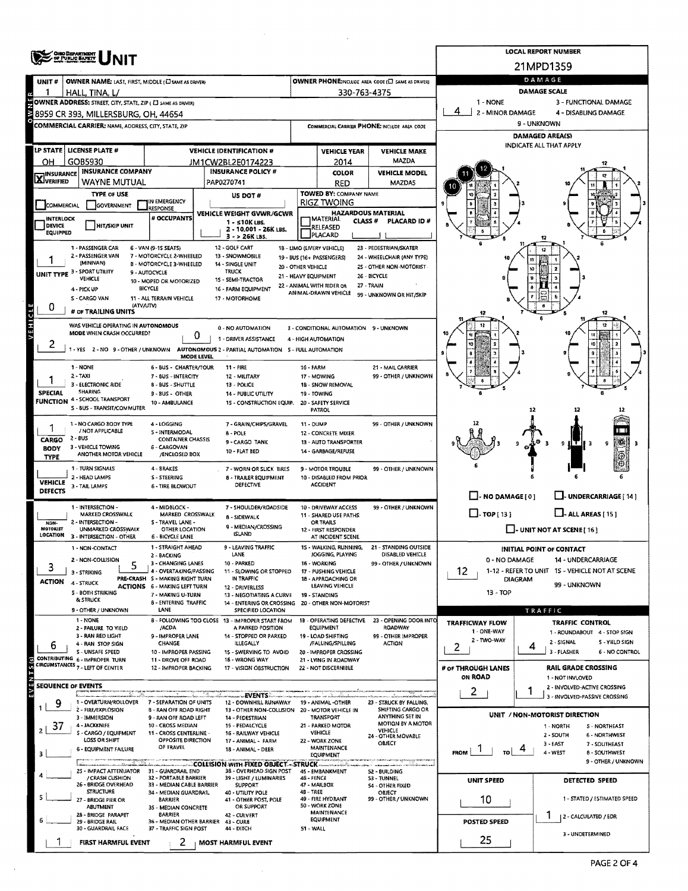# UNIT

**LOCAL REPORT NUMBER:** 21MPD1359

| UNIT # | OWNER NAME: LAST, FIRST, MIDDLE (☐ SAME AS DRIVER) | OWNER PHONE: INCLUDE AREA CODE (☐ SAME AS DRIVER) |
|---|---|---|
| 1 | HALL, TINA, L/ | 330-763-4375 |

**OWNER ADDRESS:** STREET, CITY, STATE, ZIP (☐ SAME AS DRIVER)
8959 CR 393, MILLERSBURG, OH, 44654

**COMMERCIAL CARRIER:** NAME, ADDRESS, CITY, STATE, ZIP

**COMMERCIAL CARRIER PHONE:** INCLUDE AREA CODE

| LP STATE | LICENSE PLATE # | VEHICLE IDENTIFICATION # | VEHICLE YEAR | VEHICLE MAKE |
|---|---|---|---|---|
| OH | GOB5930 | JM1CW2BL2E0174223 | 2014 | MAZDA |

| INSURANCE | INSURANCE COMPANY | INSURANCE POLICY # | COLOR | VEHICLE MODEL |
|---|---|---|---|---|
| X VERIFIED | WAYNE MUTUAL | PAP0270741 | RED | MAZDA5 |

**TYPE OF USE:** ☐ COMMERCIAL ☐ GOVERNMENT ☐ IN EMERGENCY RESPONSE

**US DOT #:**

**TOWED BY:** COMPANY NAME — RIGZ TWOING

☐ INTERLOCK DEVICE EQUIPPED ☐ HIT/SKIP UNIT

**# OCCUPANTS:**

**VEHICLE WEIGHT GVWR/GCWR:** 1 - ≤10K LBS. 2 - 10,001 - 26K LBS. 3 - > 26K LBS.

**HAZARDOUS MATERIAL:** ☐ MATERIAL RELEASED CLASS # ☐ PLACARD PLACARD ID #

**UNIT TYPE:** 1
1 - PASSENGER CAR, 2 - PASSENGER VAN (MINIVAN), 3 - SPORT UTILITY VEHICLE, 4 - PICK UP, 5 - CARGO VAN, 6 - VAN (9-15 SEATS), 7 - MOTORCYCLE 2-WHEELED, 8 - MOTORCYCLE 3-WHEELED, 9 - AUTOCYCLE, 10 - MOPED OR MOTORIZED BICYCLE, 11 - ALL TERRAIN VEHICLE (ATV/UTV), 12 - GOLF CART, 13 - SNOWMOBILE, 14 - SINGLE UNIT TRUCK, 15 - SEMI-TRACTOR, 16 - FARM EQUIPMENT, 17 - MOTORHOME, 18 - LIMO (LIVERY VEHICLE), 19 - BUS (16+ PASSENGERS), 20 - OTHER VEHICLE, 21 - HEAVY EQUIPMENT, 22 - ANIMAL WITH RIDER OR ANIMAL-DRAWN VEHICLE, 23 - PEDESTRIAN/SKATER, 24 - WHEELCHAIR (ANY TYPE), 25 - OTHER NON-MOTORIST, 26 - BICYCLE, 27 - TRAIN, 99 - UNKNOWN OR HIT/SKIP

**# OF TRAILING UNITS:** 0

**WAS VEHICLE OPERATING IN AUTONOMOUS MODE WHEN CRASH OCCURRED?** 2
1 - YES 2 - NO 9 - OTHER / UNKNOWN

**AUTONOMOUS MODE LEVEL:** 0
0 - NO AUTOMATION, 1 - DRIVER ASSISTANCE, 2 - PARTIAL AUTOMATION, 3 - CONDITIONAL AUTOMATION, 4 - HIGH AUTOMATION, 5 - FULL AUTOMATION, 9 - UNKNOWN

**SPECIAL FUNCTION:** 1
1 - NONE, 2 - TAXI, 3 - ELECTRONIC RIDE SHARING, 4 - SCHOOL TRANSPORT, 5 - BUS - TRANSIT/COMMUTER, 6 - BUS - CHARTER/TOUR, 7 - BUS - INTERCITY, 8 - BUS - SHUTTLE, 9 - BUS - OTHER, 10 - AMBULANCE, 11 - FIRE, 12 - MILITARY, 13 - POLICE, 14 - PUBLIC UTILITY, 15 - CONSTRUCTION EQUIP., 16 - FARM, 17 - MOWING, 18 - SNOW REMOVAL, 19 - TOWING, 20 - SAFETY SERVICE PATROL, 21 - MAIL CARRIER, 99 - OTHER / UNKNOWN

**CARGO BODY TYPE:** 1
1 - NO CARGO BODY TYPE / NOT APPLICABLE, 2 - BUS, 3 - VEHICLE TOWING ANOTHER MOTOR VEHICLE, 4 - LOGGING, 5 - INTERMODAL CONTAINER CHASSIS, 6 - CARGOVAN /ENCLOSED BOX, 7 - GRAIN/CHIPS/GRAVEL, 8 - POLE, 9 - CARGO TANK, 10 - FLAT BED, 11 - DUMP, 12 - CONCRETE MIXER, 13 - AUTO TRANSPORTER, 14 - GARBAGE/REFUSE, 99 - OTHER / UNKNOWN

**VEHICLE DEFECTS:**
1 - TURN SIGNALS, 2 - HEAD LAMPS, 3 - TAIL LAMPS, 4 - BRAKES, 5 - STEERING, 6 - TIRE BLOWOUT, 7 - WORN OR SLICK TIRES, 8 - TRAILER EQUIPMENT DEFECTIVE, 9 - MOTOR TROUBLE, 10 - DISABLED FROM PRIOR ACCIDENT, 99 - OTHER / UNKNOWN

**NON-MOTORIST LOCATION:**
1 - INTERSECTION - MARKED CROSSWALK, 2 - INTERSECTION - UNMARKED CROSSWALK, 3 - INTERSECTION - OTHER, 4 - MIDBLOCK - MARKED CROSSWALK, 5 - TRAVEL LANE - OTHER LOCATION, 6 - BICYCLE LANE, 7 - SHOULDER/ROADSIDE, 8 - SIDEWALK, 9 - MEDIAN/CROSSING ISLAND, 10 - DRIVEWAY ACCESS, 11 - SHARED USE PATHS OR TRAILS, 12 - FIRST RESPONDER AT INCIDENT SCENE, 99 - OTHER / UNKNOWN

**ACTION:** 3
1 - NON-CONTACT, 2 - NON-COLLISION, 3 - STRIKING, 4 - STRUCK, 5 - BOTH STRIKING & STRUCK, 9 - OTHER / UNKNOWN

**PRE-CRASH ACTIONS:** 5
1 - STRAIGHT AHEAD, 2 - BACKING, 3 - CHANGING LANES, 4 - OVERTAKING/PASSING, 5 - MAKING RIGHT TURN, 6 - MAKING LEFT TURN, 7 - MAKING U-TURN, 8 - ENTERING TRAFFIC LANE, 9 - LEAVING TRAFFIC LANE, 10 - PARKED, 11 - SLOWING OR STOPPED IN TRAFFIC, 12 - DRIVERLESS, 13 - NEGOTIATING A CURVE, 14 - ENTERING OR CROSSING SPECIFIED LOCATION, 15 - WALKING, RUNNING, JOGGING, PLAYING, 16 - WORKING, 17 - PUSHING VEHICLE, 18 - APPROACHING OR LEAVING VEHICLE, 19 - STANDING, 20 - OTHER NON-MOTORIST, 21 - STANDING OUTSIDE DISABLED VEHICLE, 99 - OTHER / UNKNOWN

**CONTRIBUTING CIRCUMSTANCES:** 6
1 - NONE, 2 - FAILURE TO YIELD, 3 - RAN RED LIGHT, 4 - RAN STOP SIGN, 5 - UNSAFE SPEED, 6 - IMPROPER TURN, 7 - LEFT OF CENTER, 8 - FOLLOWING TOO CLOSE /ACDA, 9 - IMPROPER LANE CHANGE, 10 - IMPROPER PASSING, 11 - DROVE OFF ROAD, 12 - IMPROPER BACKING, 13 - IMPROPER START FROM A PARKED POSITION, 14 - STOPPED OR PARKED ILLEGALLY, 15 - SWERVING TO AVOID, 16 - WRONG WAY, 17 - VISION OBSTRUCTION, 18 - OPERATING DEFECTIVE EQUIPMENT, 19 - LOAD SHIFTING /FALLING/SPILLING, 20 - IMPROPER CROSSING, 21 - LYING IN ROADWAY, 22 - NOT DISCERNIBLE, 23 - OPENING DOOR INTO ROADWAY, 99 - OTHER IMPROPER ACTION

## SEQUENCE OF EVENTS

1: 9
2: 37
3:
4:
5:
6:

**EVENTS:**
1 - OVERTURN/ROLLOVER, 2 - FIRE/EXPLOSION, 3 - IMMERSION, 4 - JACKKNIFE, 5 - CARGO / EQUIPMENT LOSS OR SHIFT, 6 - EQUIPMENT FAILURE, 7 - SEPARATION OF UNITS, 8 - RAN OFF ROAD RIGHT, 9 - RAN OFF ROAD LEFT, 10 - CROSS MEDIAN, 11 - CROSS CENTERLINE - OPPOSITE DIRECTION OF TRAVEL, 12 - DOWNHILL RUNAWAY, 13 - OTHER NON-COLLISION, 14 - PEDESTRIAN, 15 - PEDALCYCLE, 16 - RAILWAY VEHICLE, 17 - ANIMAL - FARM, 18 - ANIMAL - DEER, 19 - ANIMAL -OTHER, 20 - MOTOR VEHICLE IN TRANSPORT, 21 - PARKED MOTOR VEHICLE, 22 - WORK ZONE MAINTENANCE EQUIPMENT, 23 - STRUCK BY FALLING, SHIFTING CARGO OR ANYTHING SET IN MOTION BY A MOTOR VEHICLE, 24 - OTHER MOVABLE OBJECT

**COLLISION WITH FIXED OBJECT - STRUCK:**
25 - IMPACT ATTENUATOR / CRASH CUSHION, 26 - BRIDGE OVERHEAD STRUCTURE, 27 - BRIDGE PIER OR ABUTMENT, 28 - BRIDGE PARAPET, 29 - BRIDGE RAIL, 30 - GUARDRAIL FACE, 31 - GUARDRAIL END, 32 - PORTABLE BARRIER, 33 - MEDIAN CABLE BARRIER, 34 - MEDIAN GUARDRAIL BARRIER, 35 - MEDIAN CONCRETE BARRIER, 36 - MEDIAN OTHER BARRIER, 37 - TRAFFIC SIGN POST, 38 - OVERHEAD SIGN POST, 39 - LIGHT / LUMINARIES SUPPORT, 40 - UTILITY POLE, 41 - OTHER POST, POLE OR SUPPORT, 42 - CULVERT, 43 - CURB, 44 - DITCH, 45 - EMBANKMENT, 46 - FENCE, 47 - MAILBOX, 48 - TREE, 49 - FIRE HYDRANT, 50 - WORK ZONE MAINTENANCE EQUIPMENT, 51 - WALL, 52 - BUILDING, 53 - TUNNEL, 54 - OTHER FIXED OBJECT, 99 - OTHER / UNKNOWN

**FIRST HARMFUL EVENT:** 1 **MOST HARMFUL EVENT:** 2

## DAMAGE

**DAMAGE SCALE:** 4
1 - NONE, 2 - MINOR DAMAGE, 3 - FUNCTIONAL DAMAGE, 4 - DISABLING DAMAGE, 9 - UNKNOWN

**DAMAGED AREA(S)** — INDICATE ALL THAT APPLY: 10, 11, 12

☐ - NO DAMAGE [ 0 ] ☐ - UNDERCARRIAGE [ 14 ]
☐ - TOP [ 13 ] ☐ - ALL AREAS [ 15 ]
☐ - UNIT NOT AT SCENE [ 16 ]

**INITIAL POINT OF CONTACT:** 12
0 - NO DAMAGE, 1-12 - REFER TO UNIT DIAGRAM, 13 - TOP, 14 - UNDERCARRIAGE, 15 - VEHICLE NOT AT SCENE, 99 - UNKNOWN

## TRAFFIC

**TRAFFICWAY FLOW:** 2
1 - ONE-WAY, 2 - TWO-WAY

**TRAFFIC CONTROL:** 4
1 - ROUNDABOUT, 2 - SIGNAL, 3 - FLASHER, 4 - STOP SIGN, 5 - YIELD SIGN, 6 - NO CONTROL

**# OF THROUGH LANES ON ROAD:** 2

**RAIL GRADE CROSSING:** 1
1 - NOT INVLOVED, 2 - INVOLVED-ACTIVE CROSSING, 3 - INVOLVED-PASSIVE CROSSING

**UNIT / NON-MOTORIST DIRECTION:** FROM 1 TO 4
1 - NORTH, 2 - SOUTH, 3 - EAST, 4 - WEST, 5 - NORTHEAST, 6 - NORTHWEST, 7 - SOUTHEAST, 8 - SOUTHWEST, 9 - OTHER / UNKNOWN

**UNIT SPEED:** 10

**DETECTED SPEED:** 1
1 - STATED / ESTIMATED SPEED, 2 - CALCULATED / EDR, 3 - UNDETERMINED

**POSTED SPEED:** 25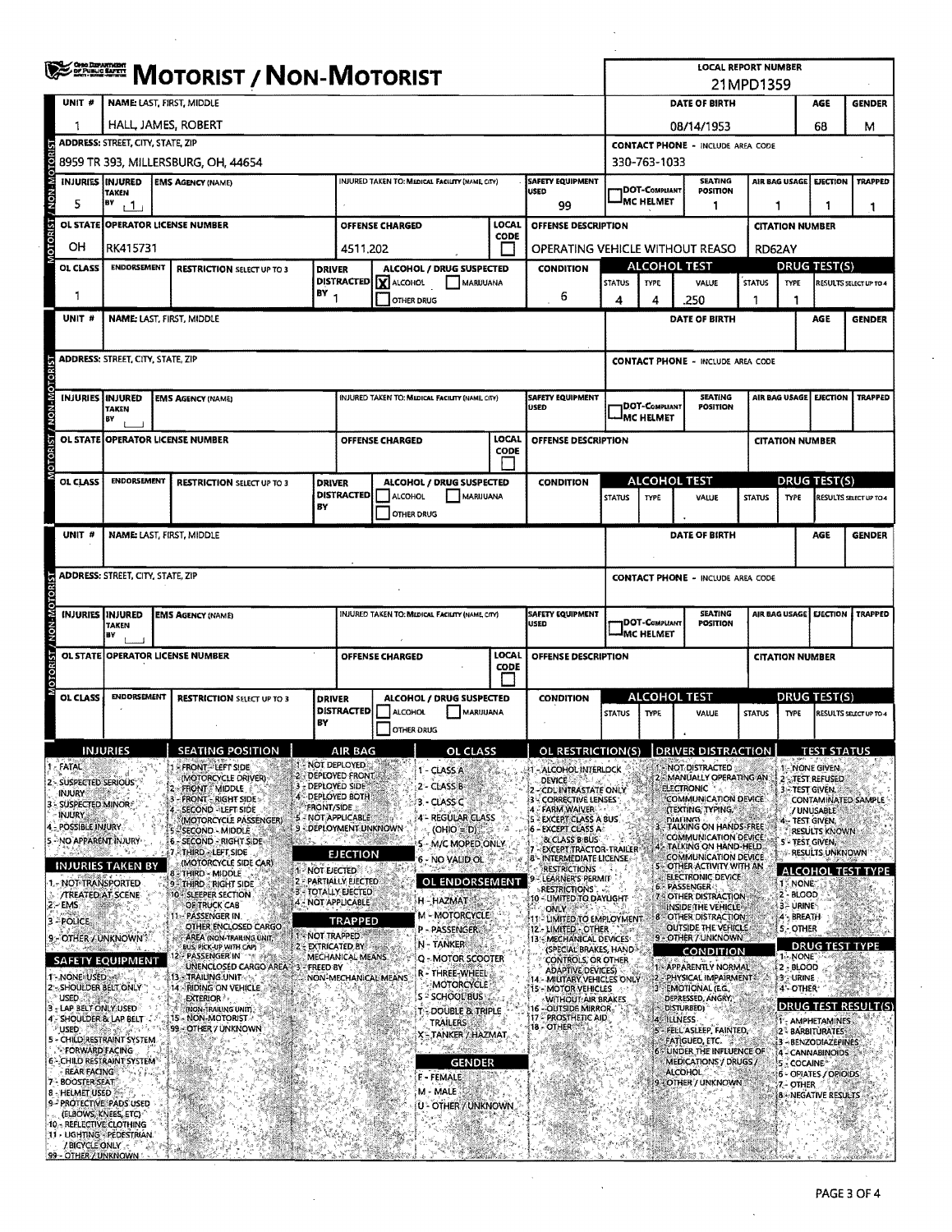# MOTORIST / NON-MOTORIST

**LOCAL REPORT NUMBER:** 21MPD1359

## Unit 1

| UNIT # | NAME: LAST, FIRST, MIDDLE | DATE OF BIRTH | AGE | GENDER |
|---|---|---|---|---|
| 1 | HALL, JAMES, ROBERT | 08/14/1953 | 68 | M |

| ADDRESS: STREET, CITY, STATE, ZIP | CONTACT PHONE - INCLUDE AREA CODE |
|---|---|
| 8959 TR 393, MILLERSBURG, OH, 44654 | 330-763-1033 |

| INJURIES | INJURED TAKEN BY | EMS AGENCY (NAME) | INJURED TAKEN TO: MEDICAL FACILITY (NAME, CITY) | SAFETY EQUIPMENT USED | DOT-COMPLIANT MC HELMET | SEATING POSITION | AIR BAG USAGE | EJECTION | TRAPPED |
|---|---|---|---|---|---|---|---|---|---|
| 5 | 1 | | | 99 | | 1 | 1 | 1 | 1 |

| OL STATE | OPERATOR LICENSE NUMBER | OFFENSE CHARGED | LOCAL CODE | OFFENSE DESCRIPTION | CITATION NUMBER |
|---|---|---|---|---|---|
| OH | RK415731 | 4511.202 | | OPERATING VEHICLE WITHOUT REASO | RD62AY |

| OL CLASS | ENDORSEMENT | RESTRICTION SELECT UP TO 3 | DRIVER DISTRACTED BY | ALCOHOL / DRUG SUSPECTED | CONDITION | ALCOHOL TEST STATUS | ALCOHOL TEST TYPE | ALCOHOL TEST VALUE | DRUG TEST STATUS | DRUG TEST TYPE | RESULTS SELECT UP TO 4 |
|---|---|---|---|---|---|---|---|---|---|---|---|
| 1 | | | 1 | [X] ALCOHOL [ ] MARIJUANA [ ] OTHER DRUG | 6 | 4 | 4 | .250 | 1 | 1 | |

## Unit (blank)

| UNIT # | NAME: LAST, FIRST, MIDDLE | DATE OF BIRTH | AGE | GENDER |
|---|---|---|---|---|
| | | | | |

| ADDRESS: STREET, CITY, STATE, ZIP | CONTACT PHONE - INCLUDE AREA CODE |
|---|---|
| | |

| INJURIES | INJURED TAKEN BY | EMS AGENCY (NAME) | INJURED TAKEN TO: MEDICAL FACILITY (NAME, CITY) | SAFETY EQUIPMENT USED | DOT-COMPLIANT MC HELMET | SEATING POSITION | AIR BAG USAGE | EJECTION | TRAPPED |
|---|---|---|---|---|---|---|---|---|---|
| | | | | | | | | | |

| OL STATE | OPERATOR LICENSE NUMBER | OFFENSE CHARGED | LOCAL CODE | OFFENSE DESCRIPTION | CITATION NUMBER |
|---|---|---|---|---|---|
| | | | | | |

| OL CLASS | ENDORSEMENT | RESTRICTION SELECT UP TO 3 | DRIVER DISTRACTED BY | ALCOHOL / DRUG SUSPECTED | CONDITION | ALCOHOL TEST STATUS | ALCOHOL TEST TYPE | ALCOHOL TEST VALUE | DRUG TEST STATUS | DRUG TEST TYPE | RESULTS SELECT UP TO 4 |
|---|---|---|---|---|---|---|---|---|---|---|---|
| | | | | [ ] ALCOHOL [ ] MARIJUANA [ ] OTHER DRUG | | | | | | | |

## Unit (blank)

| UNIT # | NAME: LAST, FIRST, MIDDLE | DATE OF BIRTH | AGE | GENDER |
|---|---|---|---|---|
| | | | | |

| ADDRESS: STREET, CITY, STATE, ZIP | CONTACT PHONE - INCLUDE AREA CODE |
|---|---|
| | |

| INJURIES | INJURED TAKEN BY | EMS AGENCY (NAME) | INJURED TAKEN TO: MEDICAL FACILITY (NAME, CITY) | SAFETY EQUIPMENT USED | DOT-COMPLIANT MC HELMET | SEATING POSITION | AIR BAG USAGE | EJECTION | TRAPPED |
|---|---|---|---|---|---|---|---|---|---|
| | | | | | | | | | |

| OL STATE | OPERATOR LICENSE NUMBER | OFFENSE CHARGED | LOCAL CODE | OFFENSE DESCRIPTION | CITATION NUMBER |
|---|---|---|---|---|---|
| | | | | | |

| OL CLASS | ENDORSEMENT | RESTRICTION SELECT UP TO 3 | DRIVER DISTRACTED BY | ALCOHOL / DRUG SUSPECTED | CONDITION | ALCOHOL TEST STATUS | ALCOHOL TEST TYPE | ALCOHOL TEST VALUE | DRUG TEST STATUS | DRUG TEST TYPE | RESULTS SELECT UP TO 4 |
|---|---|---|---|---|---|---|---|---|---|---|---|
| | | | | [ ] ALCOHOL [ ] MARIJUANA [ ] OTHER DRUG | | | | | | | |

## Codes

**INJURIES**
1 - FATAL
2 - SUSPECTED SERIOUS INJURY
3 - SUSPECTED MINOR INJURY
4 - POSSIBLE INJURY
5 - NO APPARENT INJURY

**INJURIES TAKEN BY**
1 - NOT TRANSPORTED /TREATED AT SCENE
2 - EMS
3 - POLICE
9 - OTHER / UNKNOWN

**SAFETY EQUIPMENT**
1 - NONE USED
2 - SHOULDER BELT ONLY USED
3 - LAP BELT ONLY USED
4 - SHOULDER & LAP BELT USED
5 - CHILD RESTRAINT SYSTEM - FORWARD FACING
6 - CHILD RESTRAINT SYSTEM - REAR FACING
7 - BOOSTER SEAT
8 - HELMET USED
9 - PROTECTIVE PADS USED (ELBOWS, KNEES, ETC)
10 - REFLECTIVE CLOTHING
11 - LIGHTING - PEDESTRIAN / BICYCLE ONLY
99 - OTHER / UNKNOWN

**SEATING POSITION**
1 - FRONT - LEFT SIDE (MOTORCYCLE DRIVER)
2 - FRONT - MIDDLE
3 - FRONT - RIGHT SIDE
4 - SECOND - LEFT SIDE (MOTORCYCLE PASSENGER)
5 - SECOND - MIDDLE
6 - SECOND - RIGHT SIDE
7 - THIRD - LEFT SIDE (MOTORCYCLE SIDE CAR)
8 - THIRD - MIDDLE
9 - THIRD - RIGHT SIDE
10 - SLEEPER SECTION OF TRUCK CAB
11 - PASSENGER IN OTHER ENCLOSED CARGO AREA (NON-TRAILING UNIT, BUS, PICK-UP WITH CAP)
12 - PASSENGER IN UNENCLOSED CARGO AREA
13 - TRAILING UNIT
14 - RIDING ON VEHICLE EXTERIOR (NON-TRAILING UNIT)
15 - NON-MOTORIST
99 - OTHER / UNKNOWN

**AIR BAG**
1 - NOT DEPLOYED
2 - DEPLOYED FRONT
3 - DEPLOYED SIDE
4 - DEPLOYED BOTH FRONT/SIDE
5 - NOT APPLICABLE
9 - DEPLOYMENT UNKNOWN

**EJECTION**
1 - NOT EJECTED
2 - PARTIALLY EJECTED
3 - TOTALLY EJECTED
4 - NOT APPLICABLE

**TRAPPED**
1 - NOT TRAPPED
2 - EXTRICATED BY MECHANICAL MEANS
3 - FREED BY NON-MECHANICAL MEANS

**OL CLASS**
1 - CLASS A
2 - CLASS B
3 - CLASS C
4 - REGULAR CLASS (OHIO = D)
5 - M/C MOPED ONLY
6 - NO VALID OL

**OL ENDORSEMENT**
H - HAZMAT
M - MOTORCYCLE
P - PASSENGER
N - TANKER
Q - MOTOR SCOOTER
R - THREE-WHEEL MOTORCYCLE
S - SCHOOL BUS
T - DOUBLE & TRIPLE TRAILERS
X - TANKER / HAZMAT

**GENDER**
F - FEMALE
M - MALE
U - OTHER / UNKNOWN

**OL RESTRICTION(S)**
1 - ALCOHOL INTERLOCK DEVICE
2 - CDL INTRASTATE ONLY
3 - CORRECTIVE LENSES
4 - FARM WAIVER
5 - EXCEPT CLASS A BUS
6 - EXCEPT CLASS A & CLASS B BUS
7 - EXCEPT TRACTOR-TRAILER
8 - INTERMEDIATE LICENSE RESTRICTIONS
9 - LEARNER'S PERMIT RESTRICTIONS
10 - LIMITED TO DAYLIGHT ONLY
11 - LIMITED TO EMPLOYMENT
12 - LIMITED - OTHER
13 - MECHANICAL DEVICES (SPECIAL BRAKES, HAND CONTROLS, OR OTHER ADAPTIVE DEVICES)
14 - MILITARY VEHICLES ONLY
15 - MOTOR VEHICLES WITHOUT AIR BRAKES
16 - OUTSIDE MIRROR
17 - PROSTHETIC AID
18 - OTHER

**DRIVER DISTRACTION**
1 - NOT DISTRACTED
2 - MANUALLY OPERATING AN ELECTRONIC COMMUNICATION DEVICE (TEXTING, TYPING, DIALING)
3 - TALKING ON HANDS-FREE COMMUNICATION DEVICE
4 - TALKING ON HAND-HELD COMMUNICATION DEVICE
5 - OTHER ACTIVITY WITH AN ELECTRONIC DEVICE
6 - PASSENGER
7 - OTHER DISTRACTION INSIDE THE VEHICLE
8 - OTHER DISTRACTION OUTSIDE THE VEHICLE
9 - OTHER / UNKNOWN

**CONDITION**
1 - APPARENTLY NORMAL
2 - PHYSICAL IMPAIRMENT
3 - EMOTIONAL (E.G., DEPRESSED, ANGRY, DISTURBED)
4 - ILLNESS
5 - FELL ASLEEP, FAINTED, FATIGUED, ETC.
6 - UNDER THE INFLUENCE OF MEDICATIONS / DRUGS / ALCOHOL
9 - OTHER / UNKNOWN

**TEST STATUS**
1 - NONE GIVEN
2 - TEST REFUSED
3 - TEST GIVEN, CONTAMINATED SAMPLE / UNUSABLE
4 - TEST GIVEN, RESULTS KNOWN
5 - TEST GIVEN, RESULTS UNKNOWN

**ALCOHOL TEST TYPE**
1 - NONE
2 - BLOOD
3 - URINE
4 - BREATH
5 - OTHER

**DRUG TEST TYPE**
1 - NONE
2 - BLOOD
3 - URINE
4 - OTHER

**DRUG TEST RESULT(S)**
1 - AMPHETAMINES
2 - BARBITURATES
3 - BENZODIAZEPINES
4 - CANNABINOIDS
5 - COCAINE
6 - OPIATES / OPIOIDS
7 - OTHER
8 - NEGATIVE RESULTS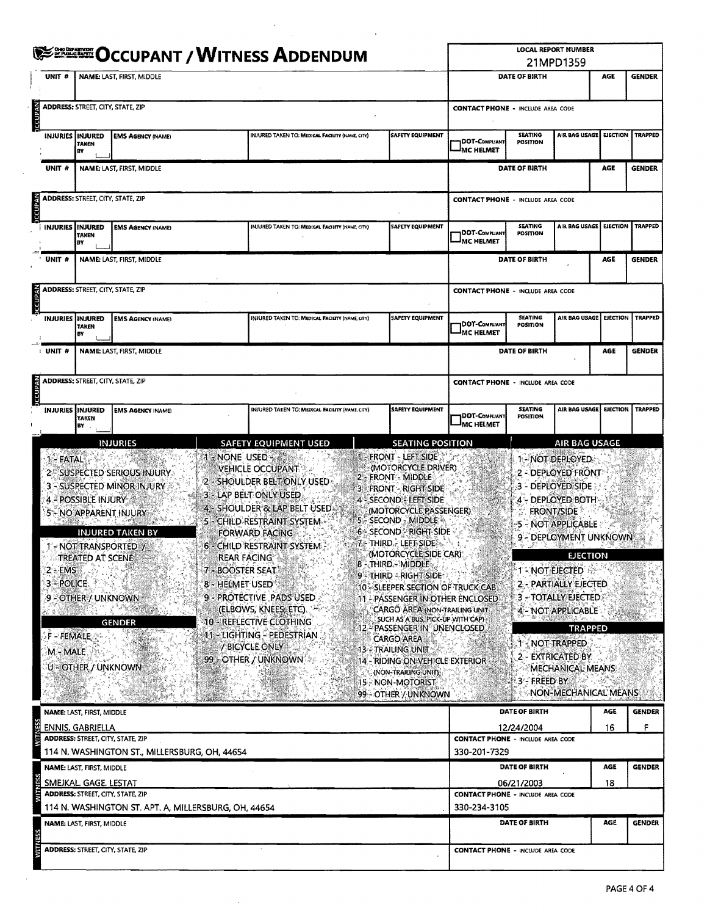# OCCUPANT / WITNESS ADDENDUM

**LOCAL REPORT NUMBER:** 21MPD1359

## OCCUPANT

| UNIT # | NAME: LAST, FIRST, MIDDLE | DATE OF BIRTH | AGE | GENDER |
|---|---|---|---|---|
| | | | | |

| ADDRESS: STREET, CITY, STATE, ZIP | CONTACT PHONE - INCLUDE AREA CODE |
|---|---|
| | |

| INJURIES | INJURED TAKEN BY | EMS AGENCY (NAME) | INJURED TAKEN TO: MEDICAL FACILITY (NAME, CITY) | SAFETY EQUIPMENT | DOT-COMPLIANT MC HELMET | SEATING POSITION | AIR BAG USAGE | EJECTION | TRAPPED |
|---|---|---|---|---|---|---|---|---|---|
| | | | | | | | | | |

## OCCUPANT

| UNIT # | NAME: LAST, FIRST, MIDDLE | DATE OF BIRTH | AGE | GENDER |
|---|---|---|---|---|
| | | | | |

| ADDRESS: STREET, CITY, STATE, ZIP | CONTACT PHONE - INCLUDE AREA CODE |
|---|---|
| | |

| INJURIES | INJURED TAKEN BY | EMS AGENCY (NAME) | INJURED TAKEN TO: MEDICAL FACILITY (NAME, CITY) | SAFETY EQUIPMENT | DOT-COMPLIANT MC HELMET | SEATING POSITION | AIR BAG USAGE | EJECTION | TRAPPED |
|---|---|---|---|---|---|---|---|---|---|
| | | | | | | | | | |

## OCCUPANT

| UNIT # | NAME: LAST, FIRST, MIDDLE | DATE OF BIRTH | AGE | GENDER |
|---|---|---|---|---|
| | | | | |

| ADDRESS: STREET, CITY, STATE, ZIP | CONTACT PHONE - INCLUDE AREA CODE |
|---|---|
| | |

| INJURIES | INJURED TAKEN BY | EMS AGENCY (NAME) | INJURED TAKEN TO: MEDICAL FACILITY (NAME, CITY) | SAFETY EQUIPMENT | DOT-COMPLIANT MC HELMET | SEATING POSITION | AIR BAG USAGE | EJECTION | TRAPPED |
|---|---|---|---|---|---|---|---|---|---|
| | | | | | | | | | |

## OCCUPANT

| UNIT # | NAME: LAST, FIRST, MIDDLE | DATE OF BIRTH | AGE | GENDER |
|---|---|---|---|---|
| | | | | |

| ADDRESS: STREET, CITY, STATE, ZIP | CONTACT PHONE - INCLUDE AREA CODE |
|---|---|
| | |

| INJURIES | INJURED TAKEN BY | EMS AGENCY (NAME) | INJURED TAKEN TO: MEDICAL FACILITY (NAME, CITY) | SAFETY EQUIPMENT | DOT-COMPLIANT MC HELMET | SEATING POSITION | AIR BAG USAGE | EJECTION | TRAPPED |
|---|---|---|---|---|---|---|---|---|---|
| | | | | | | | | | |

## CODES

**INJURIES**
1 - FATAL
2 - SUSPECTED SERIOUS INJURY
3 - SUSPECTED MINOR INJURY
4 - POSSIBLE INJURY
5 - NO APPARENT INJURY

**INJURED TAKEN BY**
1 - NOT TRANSPORTED / TREATED AT SCENE
2 - EMS
3 - POLICE
9 - OTHER / UNKNOWN

**GENDER**
F - FEMALE
M - MALE
U - OTHER / UNKNOWN

**SAFETY EQUIPMENT USED**
1 - NONE USED - VEHICLE OCCUPANT
2 - SHOULDER BELT ONLY USED
3 - LAP BELT ONLY USED
4 - SHOULDER & LAP BELT USED
5 - CHILD RESTRAINT SYSTEM - FORWARD FACING
6 - CHILD RESTRAINT SYSTEM - REAR FACING
7 - BOOSTER SEAT
8 - HELMET USED
9 - PROTECTIVE PADS USED (ELBOWS, KNEES, ETC)
10 - REFLECTIVE CLOTHING
11 - LIGHTING - PEDESTRIAN / BICYCLE ONLY
99 - OTHER / UNKNOWN

**SEATING POSITION**
1 - FRONT - LEFT SIDE (MOTORCYCLE DRIVER)
2 - FRONT - MIDDLE
3 - FRONT - RIGHT SIDE
4 - SECOND - LEFT SIDE (MOTORCYCLE PASSENGER)
5 - SECOND - MIDDLE
6 - SECOND - RIGHT SIDE
7 - THIRD - LEFT SIDE (MOTORCYCLE SIDE CAR)
8 - THIRD - MIDDLE
9 - THIRD - RIGHT SIDE
10 - SLEEPER SECTION OF TRUCK CAB
11 - PASSENGER IN OTHER ENCLOSED CARGO AREA (NON-TRAILING UNIT SUCH AS A BUS, PICK-UP WITH CAP)
12 - PASSENGER IN UNENCLOSED CARGO AREA
13 - TRAILING UNIT
14 - RIDING ON VEHICLE EXTERIOR (NON-TRAILING UNIT)
15 - NON-MOTORIST
99 - OTHER / UNKNOWN

**AIR BAG USAGE**
1 - NOT DEPLOYED
2 - DEPLOYED FRONT
3 - DEPLOYED SIDE
4 - DEPLOYED BOTH FRONT/SIDE
5 - NOT APPLICABLE
9 - DEPLOYMENT UNKNOWN

**EJECTION**
1 - NOT EJECTED
2 - PARTIALLY EJECTED
3 - TOTALLY EJECTED
4 - NOT APPLICABLE

**TRAPPED**
1 - NOT TRAPPED
2 - EXTRICATED BY MECHANICAL MEANS
3 - FREED BY NON-MECHANICAL MEANS

## WITNESS

| NAME: LAST, FIRST, MIDDLE | DATE OF BIRTH | AGE | GENDER |
|---|---|---|---|
| ENNIS, GABRIELLA | 12/24/2004 | 16 | F |

| ADDRESS: STREET, CITY, STATE, ZIP | CONTACT PHONE - INCLUDE AREA CODE |
|---|---|
| 114 N. WASHINGTON ST., MILLERSBURG, OH, 44654 | 330-201-7329 |

## WITNESS

| NAME: LAST, FIRST, MIDDLE | DATE OF BIRTH | AGE | GENDER |
|---|---|---|---|
| SMEJKAL, GAGE, LESTAT | 06/21/2003 | 18 | |

| ADDRESS: STREET, CITY, STATE, ZIP | CONTACT PHONE - INCLUDE AREA CODE |
|---|---|
| 114 N. WASHINGTON ST. APT. A, MILLERSBURG, OH, 44654 | 330-234-3105 |

## WITNESS

| NAME: LAST, FIRST, MIDDLE | DATE OF BIRTH | AGE | GENDER |
|---|---|---|---|
| | | | |

| ADDRESS: STREET, CITY, STATE, ZIP | CONTACT PHONE - INCLUDE AREA CODE |
|---|---|
| | |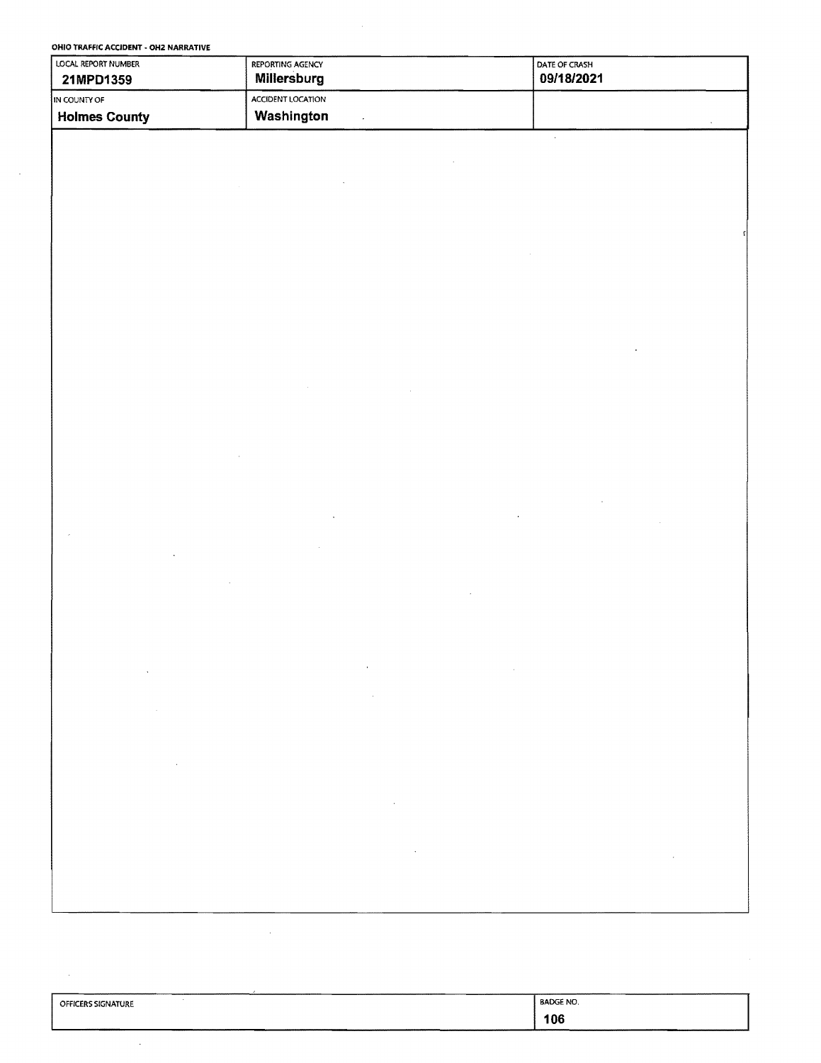**OHIO TRAFFIC ACCIDENT - OH2 NARRATIVE**

| LOCAL REPORT NUMBER | REPORTING AGENCY | DATE OF CRASH |
|---|---|---|
| 21MPD1359 | Millersburg | 09/18/2021 |
| IN COUNTY OF | ACCIDENT LOCATION | |
| Holmes County | Washington | |

| OFFICERS SIGNATURE | BADGE NO. |
|---|---|
| | 106 |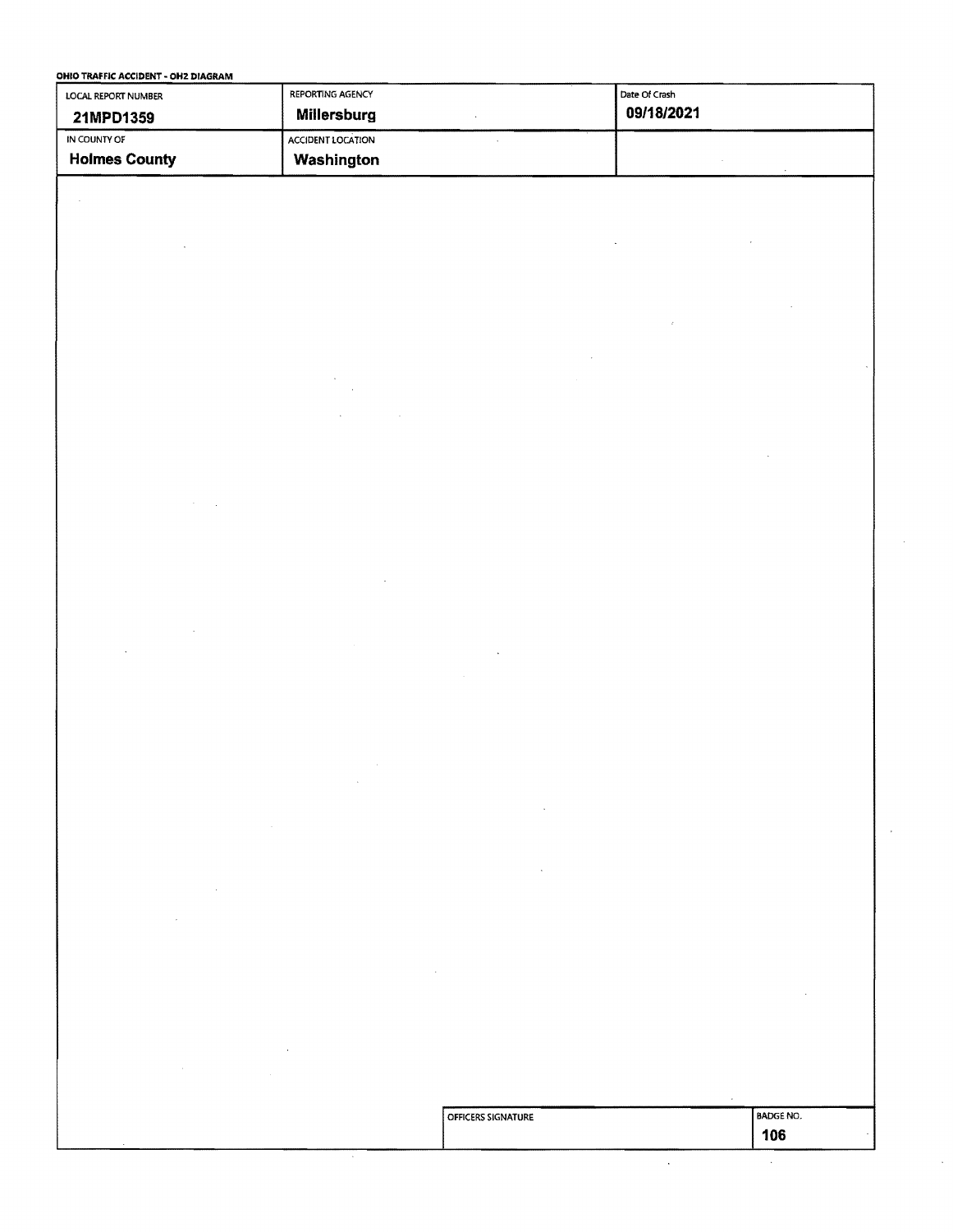**OHIO TRAFFIC ACCIDENT - OH2 DIAGRAM**

| LOCAL REPORT NUMBER | REPORTING AGENCY | Date Of Crash |
|---|---|---|
| **21MPD1359** | **Millersburg** | **09/18/2021** |
| IN COUNTY OF | ACCIDENT LOCATION | |
| **Holmes County** | **Washington** | |

| OFFICERS SIGNATURE | BADGE NO. |
|---|---|
| | **106** |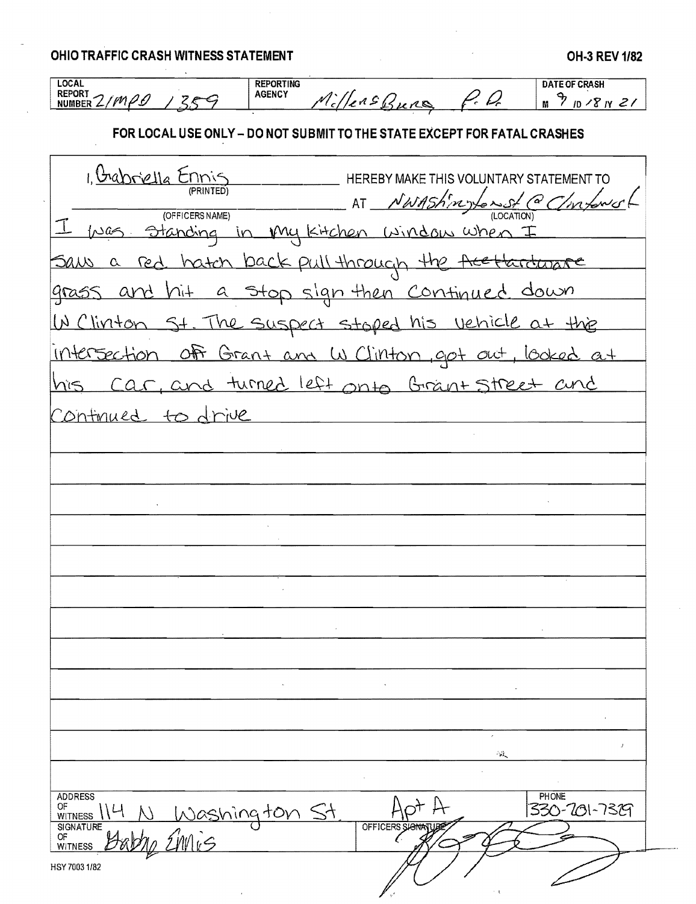# OHIO TRAFFIC CRASH WITNESS STATEMENT

OH-3 REV 1/82

| LOCAL REPORT NUMBER | REPORTING AGENCY | DATE OF CRASH |
| --- | --- | --- |
| 21MPD 1359 | Millersburg P.D. | M 9 D 18 Y 21 |

**FOR LOCAL USE ONLY – DO NOT SUBMIT TO THE STATE EXCEPT FOR FATAL CRASHES**

I, Gabriella Ennis (PRINTED) HEREBY MAKE THIS VOLUNTARY STATEMENT TO _______________ (OFFICERS NAME) AT N Washington St @ Clinton St (LOCATION)

I was standing in my kitchen window when I saw a red hatch back pull through the ~~Ace Hardware~~ grass and hit a stop sign then continued down W Clinton St. The suspect stoped his vehicle at the intersection of Grant and W Clinton, got out, looked at his car, and turned left onto Grant Street and continued to drive

ADDRESS OF WITNESS: 114 N Washington St. Apt A

PHONE: 330-201-7329

SIGNATURE OF WITNESS: Gabby Ennis

OFFICERS SIGNATURE: [signature]

HSY 7003 1/82